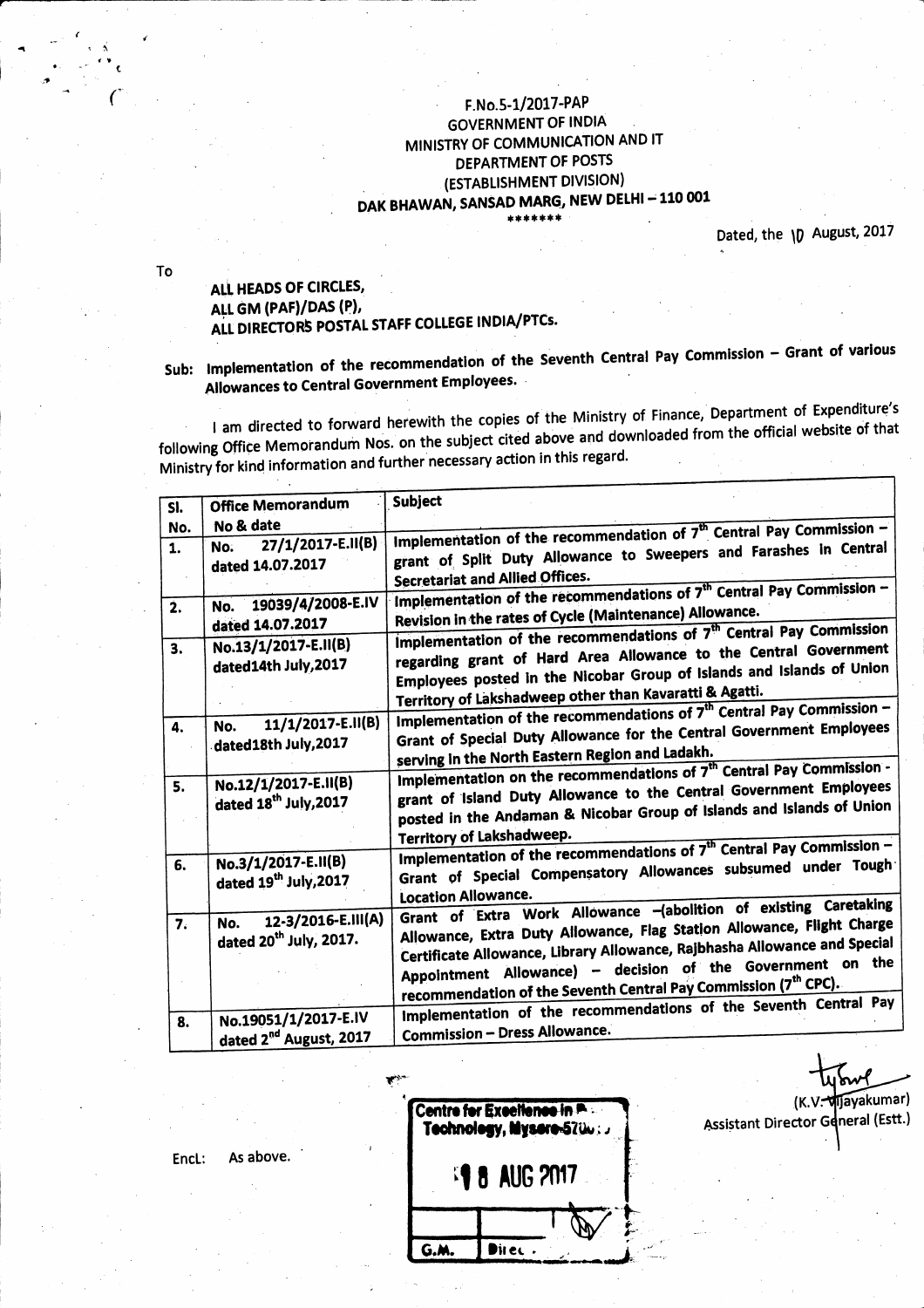F.No.5-1/2017-PAP
GOVERNMENT OF INDIA
MINISTRY OF COMMUNICATION AND IT
DEPARTMENT OF POSTS
(ESTABLISHMENT DIVISION)
DAK BHAWAN, SANSAD MARG, NEW DELHI – 110 001
*******

Dated, the 10 August, 2017

To

**ALL HEADS OF CIRCLES,**
**ALL GM (PAF)/DAS (P),**
**ALL DIRECTORS POSTAL STAFF COLLEGE INDIA/PTCs.**

**Sub: Implementation of the recommendation of the Seventh Central Pay Commission – Grant of various Allowances to Central Government Employees.**

I am directed to forward herewith the copies of the Ministry of Finance, Department of Expenditure's following Office Memorandum Nos. on the subject cited above and downloaded from the official website of that Ministry for kind information and further necessary action in this regard.

| Sl. No. | Office Memorandum No & date | Subject |
|---|---|---|
| 1. | No. 27/1/2017-E.II(B) dated 14.07.2017 | Implementation of the recommendation of 7th Central Pay Commission – grant of Split Duty Allowance to Sweepers and Farashes in Central Secretariat and Allied Offices. |
| 2. | No. 19039/4/2008-E.IV dated 14.07.2017 | Implementation of the recommendations of 7th Central Pay Commission – Revision in the rates of Cycle (Maintenance) Allowance. |
| 3. | No.13/1/2017-E.II(B) dated14th July,2017 | Implementation of the recommendations of 7th Central Pay Commission regarding grant of Hard Area Allowance to the Central Government Employees posted in the Nicobar Group of Islands and Islands of Union Territory of Lakshadweep other than Kavaratti & Agatti. |
| 4. | No. 11/1/2017-E.II(B) dated18th July,2017 | Implementation of the recommendations of 7th Central Pay Commission – Grant of Special Duty Allowance for the Central Government Employees serving in the North Eastern Region and Ladakh. |
| 5. | No.12/1/2017-E.II(B) dated 18th July,2017 | Implementation on the recommendations of 7th Central Pay Commission - grant of Island Duty Allowance to the Central Government Employees posted in the Andaman & Nicobar Group of Islands and Islands of Union Territory of Lakshadweep. |
| 6. | No.3/1/2017-E.II(B) dated 19th July,2017 | Implementation of the recommendations of 7th Central Pay Commission – Grant of Special Compensatory Allowances subsumed under Tough Location Allowance. |
| 7. | No. 12-3/2016-E.III(A) dated 20th July, 2017. | Grant of Extra Work Allowance –(abolition of existing Caretaking Allowance, Extra Duty Allowance, Flag Station Allowance, Flight Charge Certificate Allowance, Library Allowance, Rajbhasha Allowance and Special Appointment Allowance) – decision of the Government on the recommendation of the Seventh Central Pay Commission (7th CPC). |
| 8. | No.19051/1/2017-E.IV dated 2nd August, 2017 | Implementation of the recommendations of the Seventh Central Pay Commission – Dress Allowance. |

(K.V. Vijayakumar)
Assistant Director General (Estt.)

Encl: As above.

Centre for Excellence in P... Technology, Mysore-570...
18 AUG 2017
G.M. | Direc.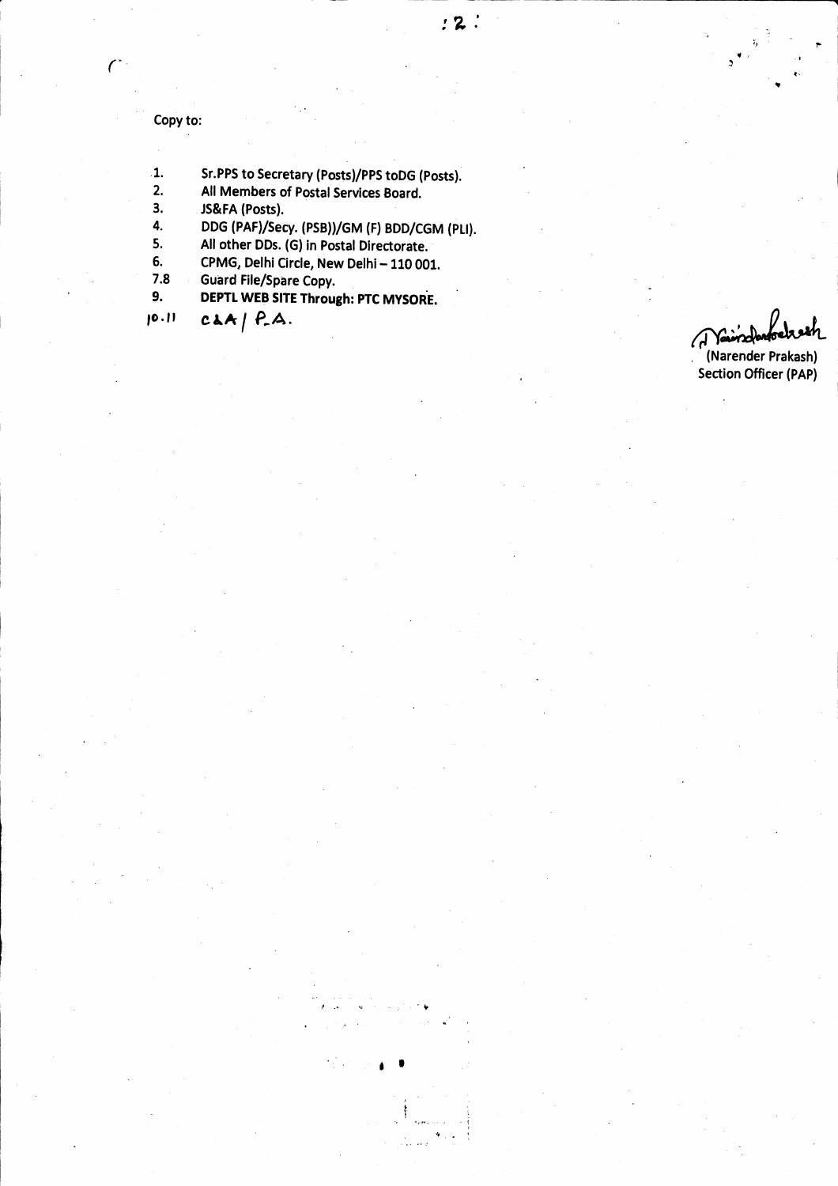Copy to:

1. Sr.PPS to Secretary (Posts)/PPS toDG (Posts).
2. All Members of Postal Services Board.
3. JS&FA (Posts).
4. DDG (PAF)/Secy. (PSB))/GM (F) BDD/CGM (PLI).
5. All other DDs. (G) in Postal Directorate.
6. CPMG, Delhi Circle, New Delhi – 110 001.

7.8 Guard File/Spare Copy.

9. **DEPTL WEB SITE Through: PTC MYSORE.**

10.11 C&A / P.A.

(Narender Prakash)
Section Officer (PAP)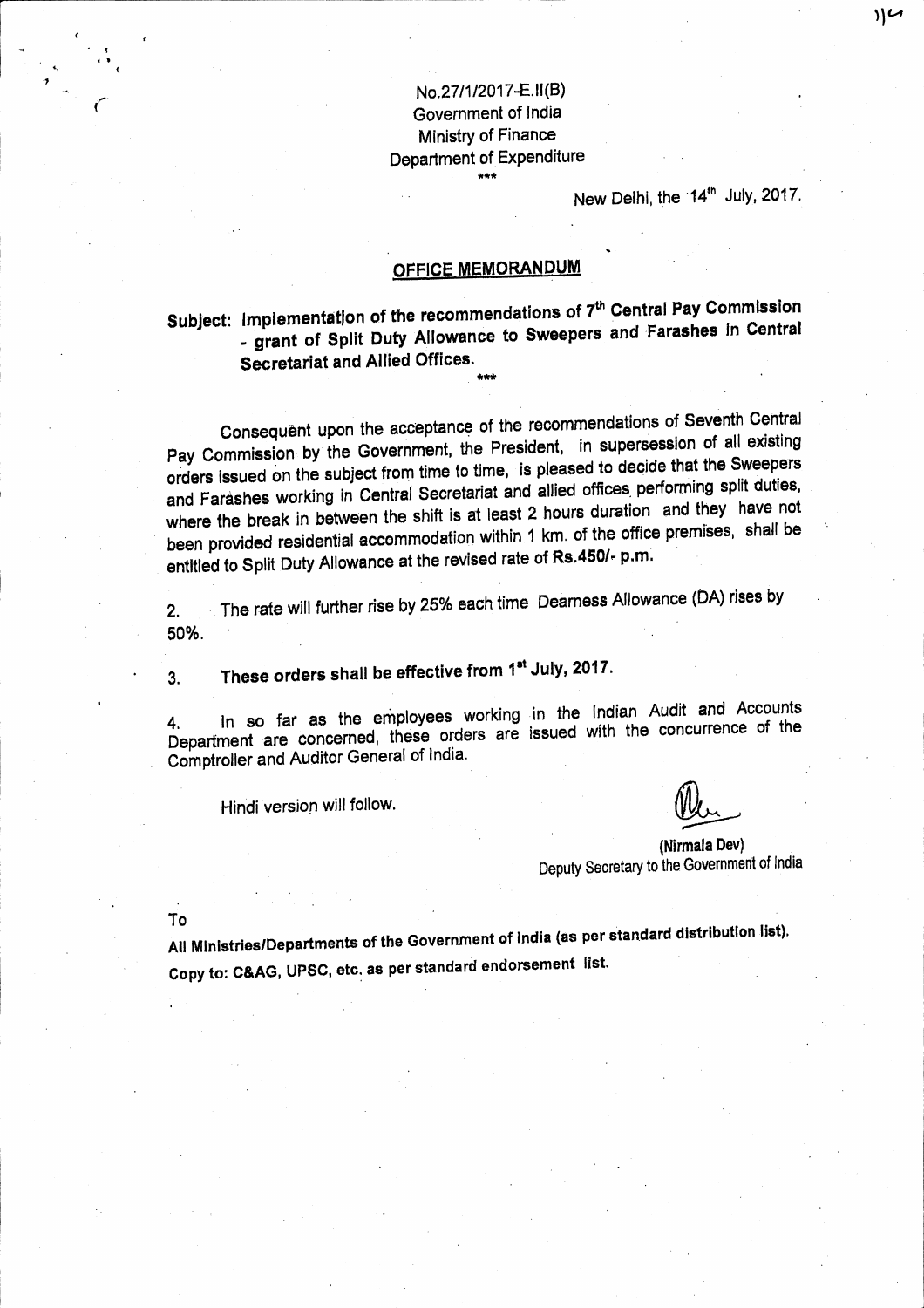No.27/1/2017-E.II(B)
Government of India
Ministry of Finance
Department of Expenditure

\*\*\*

New Delhi, the 14th July, 2017.

## OFFICE MEMORANDUM

**Subject: Implementation of the recommendations of 7th Central Pay Commission - grant of Split Duty Allowance to Sweepers and Farashes in Central Secretariat and Allied Offices.**

\*\*\*

Consequent upon the acceptance of the recommendations of Seventh Central Pay Commission by the Government, the President, in supersession of all existing orders issued on the subject from time to time, is pleased to decide that the Sweepers and Farashes working in Central Secretariat and allied offices performing split duties, where the break in between the shift is at least 2 hours duration and they have not been provided residential accommodation within 1 km. of the office premises, shall be entitled to Split Duty Allowance at the revised rate of **Rs.450/- p.m.**

2. The rate will further rise by 25% each time Dearness Allowance (DA) rises by 50%.

3. **These orders shall be effective from 1st July, 2017.**

4. In so far as the employees working in the Indian Audit and Accounts Department are concerned, these orders are issued with the concurrence of the Comptroller and Auditor General of India.

Hindi version will follow.

**(Nirmala Dev)**
Deputy Secretary to the Government of India

To

**All Ministries/Departments of the Government of India (as per standard distribution list).**

**Copy to: C&AG, UPSC, etc. as per standard endorsement list.**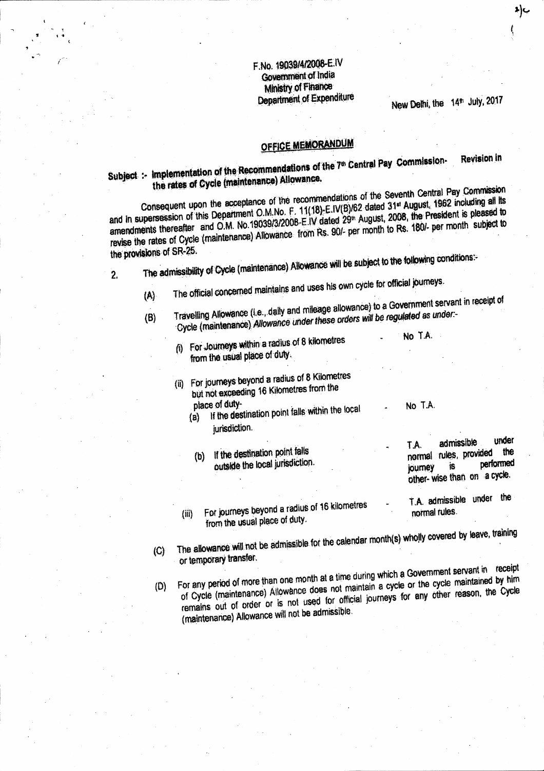F.No. 19039/4/2008-E.IV
Government of India
Ministry of Finance
Department of Expenditure

New Delhi, the 14th July, 2017

## OFFICE MEMORANDUM

**Subject :- Implementation of the Recommendations of the 7th Central Pay Commission- Revision in the rates of Cycle (maintenance) Allowance.**

Consequent upon the acceptance of the recommendations of the Seventh Central Pay Commission and in supersession of this Department O.M.No. F. 11(18)-E.IV(B)/62 dated 31st August, 1962 including all its amendments thereafter and O.M. No.19039/3/2008-E.IV dated 29th August, 2008, the President is pleased to revise the rates of Cycle (maintenance) Allowance from Rs. 90/- per month to Rs. 180/- per month subject to the provisions of SR-25.

2. The admissibility of Cycle (maintenance) Allowance will be subject to the following conditions:-

(A) The official concerned maintains and uses his own cycle for official journeys.

(B) Travelling Allowance (i.e., daily and mileage allowance) to a Government servant in receipt of Cycle (maintenance) *Allowance under these orders will be regulated as under:-*

| | |
|---|---|
| (i) For Journeys within a radius of 8 kilometres from the usual place of duty. | - No T.A. |
| (ii) For journeys beyond a radius of 8 Kilometres but not exceeding 16 Kilometres from the place of duty- (a) If the destination point falls within the local jurisdiction. | - No T.A. |
| (b) If the destination point falls outside the local jurisdiction. | - T.A. admissible under normal rules, provided the journey is performed other- wise than on a cycle. |
| (iii) For journeys beyond a radius of 16 kilometres from the usual place of duty. | - T.A. admissible under the normal rules. |

(C) The allowance will not be admissible for the calendar month(s) wholly covered by leave, training or temporary transfer.

(D) For any period of more than one month at a time during which a Government servant in receipt of Cycle (maintenance) Allowance does not maintain a cycle or the cycle maintained by him remains out of order or is not used for official journeys for any other reason, the Cycle (maintenance) Allowance will not be admissible.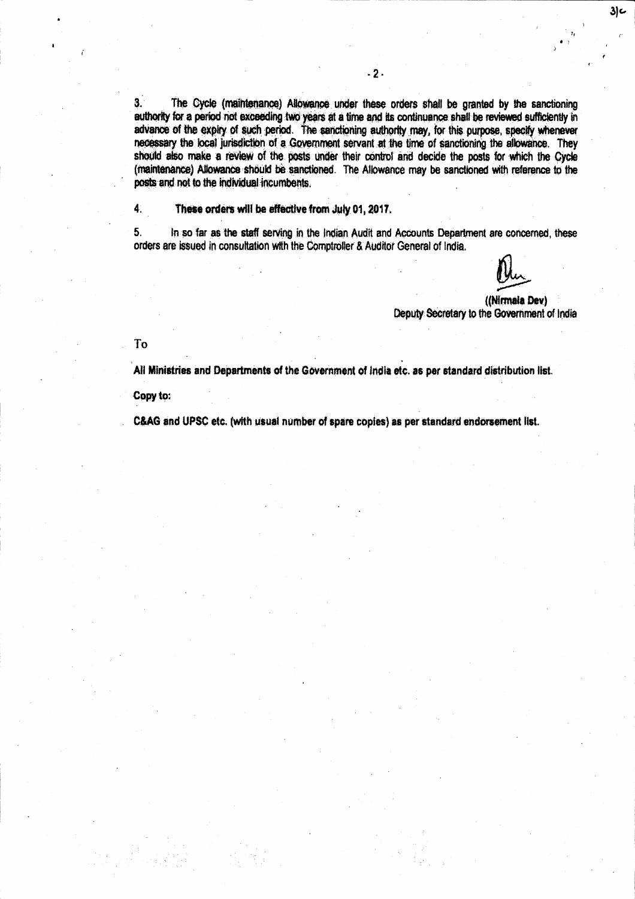3. The Cycle (maintenance) Allowance under these orders shall be granted by the sanctioning authority for a period not exceeding two years at a time and its continuance shall be reviewed sufficiently in advance of the expiry of such period. The sanctioning authority may, for this purpose, specify whenever necessary the local jurisdiction of a Government servant at the time of sanctioning the allowance. They should also make a review of the posts under their control and decide the posts for which the Cycle (maintenance) Allowance should be sanctioned. The Allowance may be sanctioned with reference to the posts and not to the individual incumbents.

4. **These orders will be effective from July 01, 2017.**

5. In so far as the staff serving in the Indian Audit and Accounts Department are concerned, these orders are issued in consultation with the Comptroller & Auditor General of India.

**((Nirmala Dev)**
Deputy Secretary to the Government of India

To

**All Ministries and Departments of the Government of India etc. as per standard distribution list.**

**Copy to:**

**C&AG and UPSC etc. (with usual number of spare copies) as per standard endorsement list.**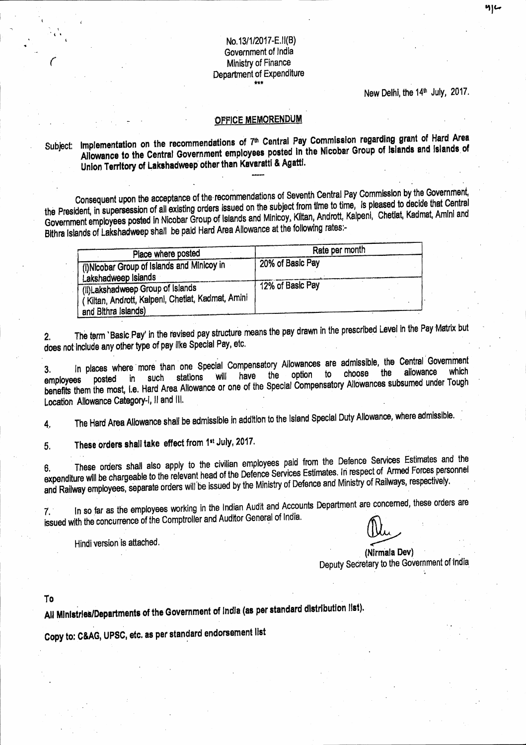No.13/1/2017-E.II(B)
Government of India
Ministry of Finance
Department of Expenditure
\*\*\*

New Delhi, the 14th July, 2017.

## OFFICE MEMORENDUM

**Subject: Implementation on the recommendations of 7th Central Pay Commission regarding grant of Hard Area Allowance to the Central Government employees posted in the Nicobar Group of Islands and Islands of Union Territory of Lakshadweep other than Kavaratti & Agatti.**

Consequent upon the acceptance of the recommendations of Seventh Central Pay Commission by the Government, the President, in supersession of all existing orders issued on the subject from time to time, is pleased to decide that Central Government employees posted in Nicobar Group of Islands and Minicoy, Kiltan, Andrott, Kalpeni, Chetlat, Kadmat, Amini and Bithra Islands of Lakshadweep shall be paid Hard Area Allowance at the following rates:-

| Place where posted | Rate per month |
|---|---|
| (i)Nicobar Group of Islands and Minicoy in Lakshadweep Islands | 20% of Basic Pay |
| (ii)Lakshadweep Group of Islands (Kiltan, Andrott, Kalpeni, Chetlat, Kadmat, Amini and Bithra Islands) | 12% of Basic Pay |

2. The term 'Basic Pay' in the revised pay structure means the pay drawn in the prescribed Level in the Pay Matrix but does not include any other type of pay like Special Pay, etc.

3. In places where more than one Special Compensatory Allowances are admissible, the Central Government employees posted in such stations will have the option to choose the allowance which benefits them the most, i.e. Hard Area Allowance or one of the Special Compensatory Allowances subsumed under Tough Location Allowance Category-I, II and III.

4. The Hard Area Allowance shall be admissible in addition to the Island Special Duty Allowance, where admissible.

5. **These orders shall take effect from 1st July, 2017.**

6. These orders shall also apply to the civilian employees paid from the Defence Services Estimates and the expenditure will be chargeable to the relevant head of the Defence Services Estimates. In respect of Armed Forces personnel and Railway employees, separate orders will be issued by the Ministry of Defence and Ministry of Railways, respectively.

7. In so far as the employees working in the Indian Audit and Accounts Department are concerned, these orders are issued with the concurrence of the Comptroller and Auditor General of India.

Hindi version is attached.

(Nirmala Dev)
Deputy Secretary to the Government of India

To

**All Ministries/Departments of the Government of India (as per standard distribution list).**

**Copy to: C&AG, UPSC, etc. as per standard endorsement list**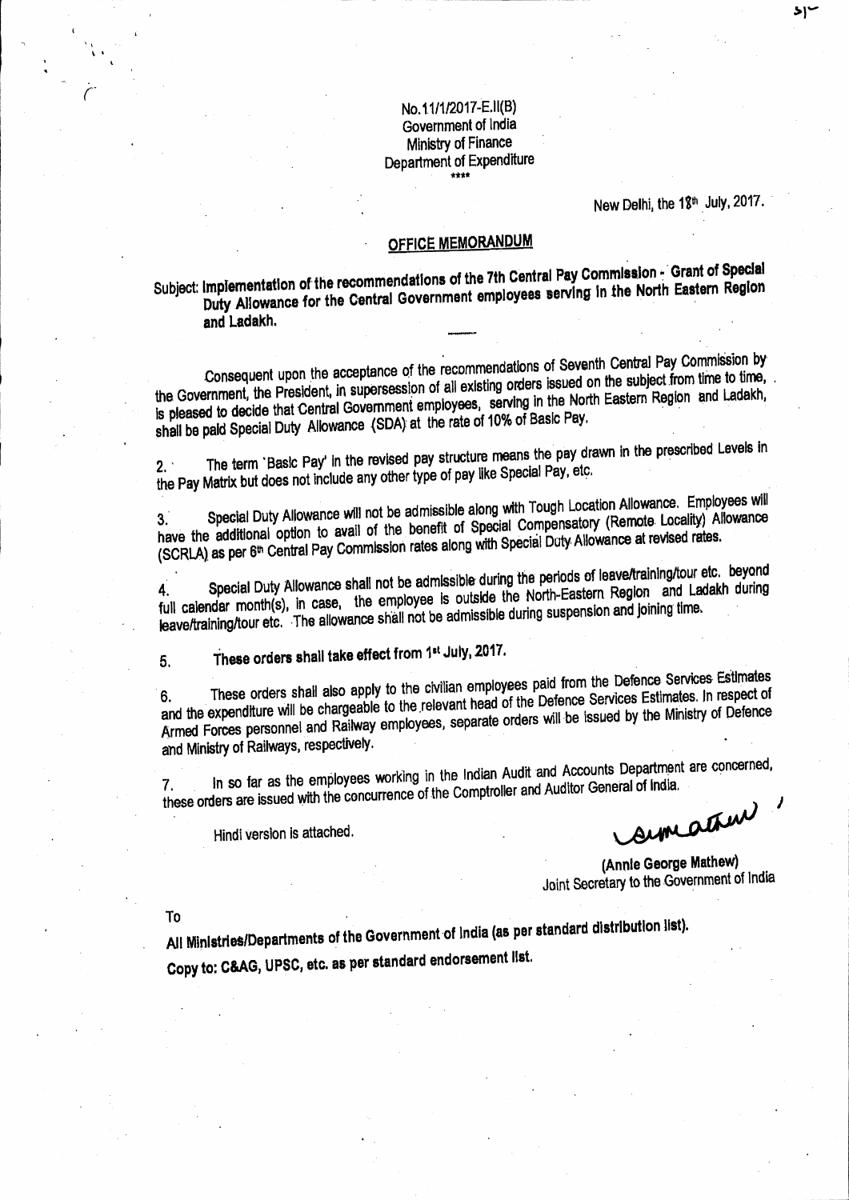No.11/1/2017-E.II(B)
Government of India
Ministry of Finance
Department of Expenditure
\*\*\*\*

New Delhi, the 18th July, 2017.

## OFFICE MEMORANDUM

**Subject: Implementation of the recommendations of the 7th Central Pay Commission - Grant of Special Duty Allowance for the Central Government employees serving in the North Eastern Region and Ladakh.**

Consequent upon the acceptance of the recommendations of Seventh Central Pay Commission by the Government, the President, in supersession of all existing orders issued on the subject from time to time, is pleased to decide that Central Government employees, serving in the North Eastern Region and Ladakh, shall be paid Special Duty Allowance (SDA) at the rate of 10% of Basic Pay.

2. The term 'Basic Pay' in the revised pay structure means the pay drawn in the prescribed Levels in the Pay Matrix but does not include any other type of pay like Special Pay, etc.

3. Special Duty Allowance will not be admissible along with Tough Location Allowance. Employees will have the additional option to avail of the benefit of Special Compensatory (Remote Locality) Allowance (SCRLA) as per 6th Central Pay Commission rates along with Special Duty Allowance at revised rates.

4. Special Duty Allowance shall not be admissible during the periods of leave/training/tour etc. beyond full calendar month(s), in case, the employee is outside the North-Eastern Region and Ladakh during leave/training/tour etc. The allowance shall not be admissible during suspension and joining time.

5. These orders shall take effect from 1st July, 2017.

6. These orders shall also apply to the civilian employees paid from the Defence Services Estimates and the expenditure will be chargeable to the relevant head of the Defence Services Estimates. In respect of Armed Forces personnel and Railway employees, separate orders will be issued by the Ministry of Defence and Ministry of Railways, respectively.

7. In so far as the employees working in the Indian Audit and Accounts Department are concerned, these orders are issued with the concurrence of the Comptroller and Auditor General of India.

Hindi version is attached.

(Annie George Mathew)
Joint Secretary to the Government of India

To

**All Ministries/Departments of the Government of India (as per standard distribution list).**

**Copy to: C&AG, UPSC, etc. as per standard endorsement list.**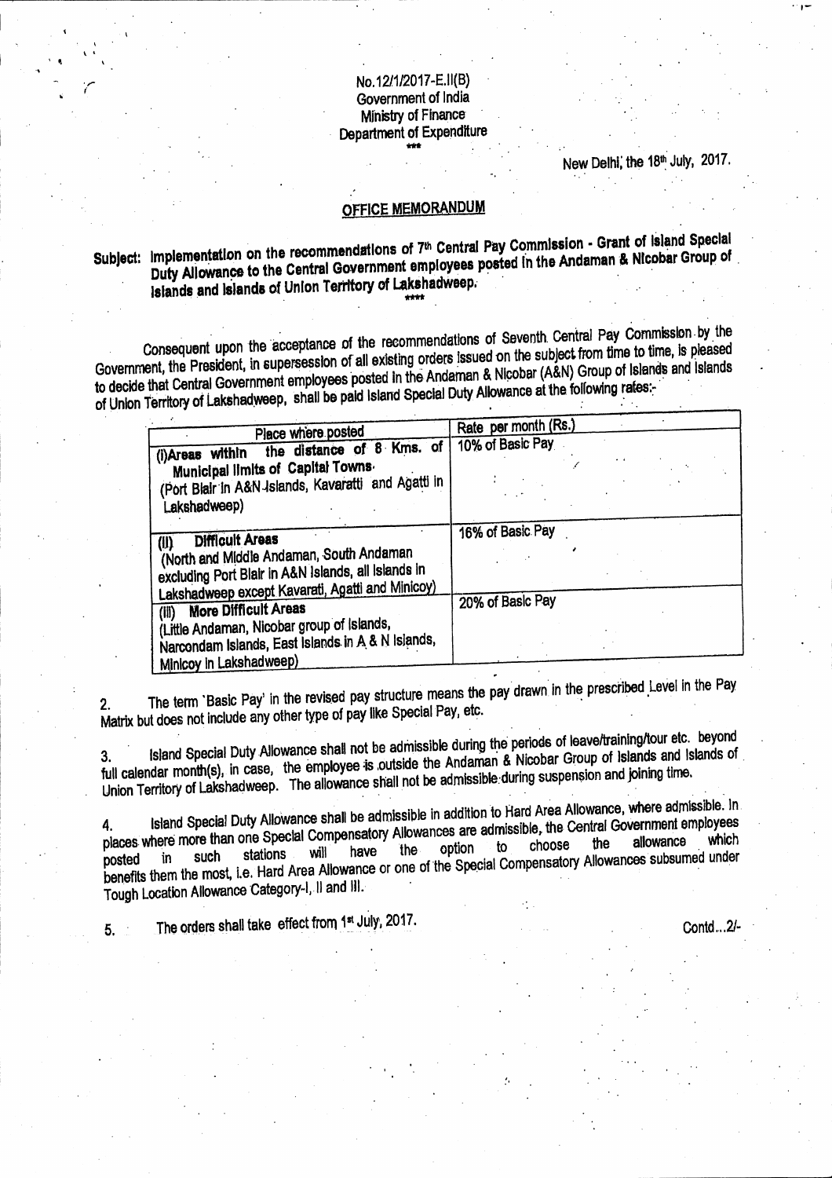No.12/1/2017-E.II(B)
Government of India
Ministry of Finance
Department of Expenditure

New Delhi, the 18th July, 2017.

## OFFICE MEMORANDUM

**Subject: Implementation on the recommendations of 7th Central Pay Commission - Grant of Island Special Duty Allowance to the Central Government employees posted in the Andaman & Nicobar Group of Islands and Islands of Union Territory of Lakshadweep.**

Consequent upon the acceptance of the recommendations of Seventh Central Pay Commission by the Government, the President, in supersession of all existing orders issued on the subject from time to time, is pleased to decide that Central Government employees posted in the Andaman & Nicobar (A&N) Group of Islands and Islands of Union Territory of Lakshadweep, shall be paid Island Special Duty Allowance at the following rates:-

| Place where posted | Rate per month (Rs.) |
|---|---|
| (i) **Areas within the distance of 8 Kms. of Municipal limits of Capital Towns.** (Port Blair in A&N Islands, Kavaratti and Agatti in Lakshadweep) | 10% of Basic Pay |
| (ii) **Difficult Areas** (North and Middle Andaman, South Andaman excluding Port Blair in A&N Islands, all islands in Lakshadweep except Kavarati, Agatti and Minicoy) | 16% of Basic Pay |
| (iii) **More Difficult Areas** (Little Andaman, Nicobar group of Islands, Narcondam Islands, East Islands in A & N Islands, Minicoy in Lakshadweep) | 20% of Basic Pay |

2. The term 'Basic Pay' in the revised pay structure means the pay drawn in the prescribed Level in the Pay Matrix but does not include any other type of pay like Special Pay, etc.

3. Island Special Duty Allowance shall not be admissible during the periods of leave/training/tour etc. beyond full calendar month(s), in case, the employee is outside the Andaman & Nicobar Group of Islands and Islands of Union Territory of Lakshadweep. The allowance shall not be admissible during suspension and joining time.

4. Island Special Duty Allowance shall be admissible in addition to Hard Area Allowance, where admissible. In places where more than one Special Compensatory Allowances are admissible, the Central Government employees posted in such stations will have the option to choose the allowance which benefits them the most, i.e. Hard Area Allowance or one of the Special Compensatory Allowances subsumed under Tough Location Allowance Category-I, II and III.

5. The orders shall take effect from 1st July, 2017.

Contd...2/-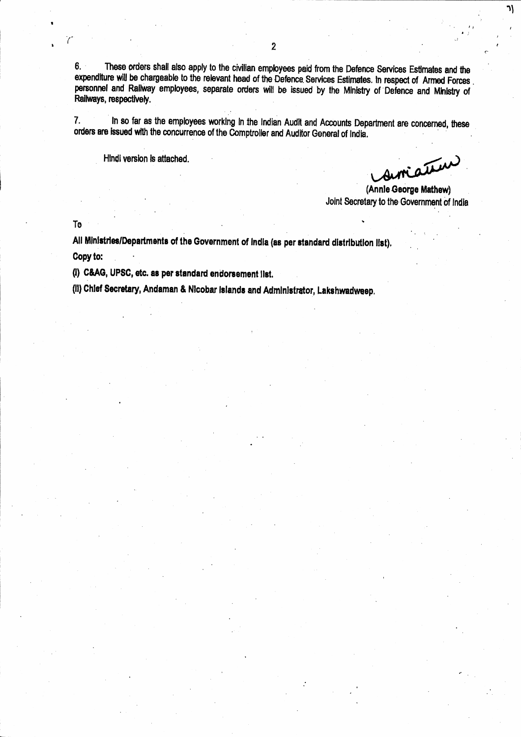6. These orders shall also apply to the civilian employees paid from the Defence Services Estimates and the expenditure will be chargeable to the relevant head of the Defence Services Estimates. In respect of Armed Forces personnel and Railway employees, separate orders will be issued by the Ministry of Defence and Ministry of Railways, respectively.

7. In so far as the employees working in the Indian Audit and Accounts Department are concerned, these orders are issued with the concurrence of the Comptroller and Auditor General of India.

Hindi version is attached.

(Annie George Mathew)
Joint Secretary to the Government of India

To

**All Ministries/Departments of the Government of India (as per standard distribution list).**

**Copy to:**

**(i) C&AG, UPSC, etc. as per standard endorsement list.**

**(ii) Chief Secretary, Andaman & Nicobar Islands and Administrator, Lakshwadweep.**